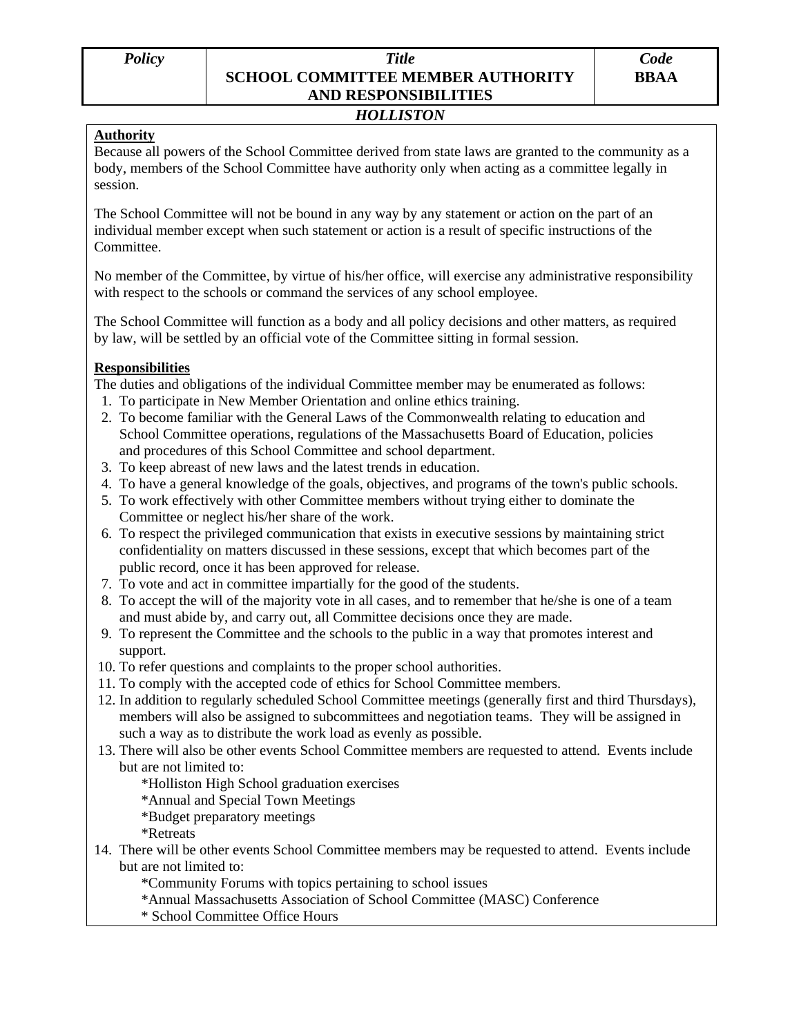| Policy | Title<br>**SCHOOL COMMITTEE MEMBER AUTHORITY AND RESPONSIBILITIES** | Code<br>**BBAA** |
|---|---|---|

***HOLLISTON***

**Authority**

Because all powers of the School Committee derived from state laws are granted to the community as a body, members of the School Committee have authority only when acting as a committee legally in session.

The School Committee will not be bound in any way by any statement or action on the part of an individual member except when such statement or action is a result of specific instructions of the Committee.

No member of the Committee, by virtue of his/her office, will exercise any administrative responsibility with respect to the schools or command the services of any school employee.

The School Committee will function as a body and all policy decisions and other matters, as required by law, will be settled by an official vote of the Committee sitting in formal session.

**Responsibilities**

The duties and obligations of the individual Committee member may be enumerated as follows:

1. To participate in New Member Orientation and online ethics training.
2. To become familiar with the General Laws of the Commonwealth relating to education and School Committee operations, regulations of the Massachusetts Board of Education, policies and procedures of this School Committee and school department.
3. To keep abreast of new laws and the latest trends in education.
4. To have a general knowledge of the goals, objectives, and programs of the town's public schools.
5. To work effectively with other Committee members without trying either to dominate the Committee or neglect his/her share of the work.
6. To respect the privileged communication that exists in executive sessions by maintaining strict confidentiality on matters discussed in these sessions, except that which becomes part of the public record, once it has been approved for release.
7. To vote and act in committee impartially for the good of the students.
8. To accept the will of the majority vote in all cases, and to remember that he/she is one of a team and must abide by, and carry out, all Committee decisions once they are made.
9. To represent the Committee and the schools to the public in a way that promotes interest and support.
10. To refer questions and complaints to the proper school authorities.
11. To comply with the accepted code of ethics for School Committee members.
12. In addition to regularly scheduled School Committee meetings (generally first and third Thursdays), members will also be assigned to subcommittees and negotiation teams. They will be assigned in such a way as to distribute the work load as evenly as possible.
13. There will also be other events School Committee members are requested to attend. Events include but are not limited to:
    *Holliston High School graduation exercises
    *Annual and Special Town Meetings
    *Budget preparatory meetings
    *Retreats
14. There will be other events School Committee members may be requested to attend. Events include but are not limited to:
    *Community Forums with topics pertaining to school issues
    *Annual Massachusetts Association of School Committee (MASC) Conference
    * School Committee Office Hours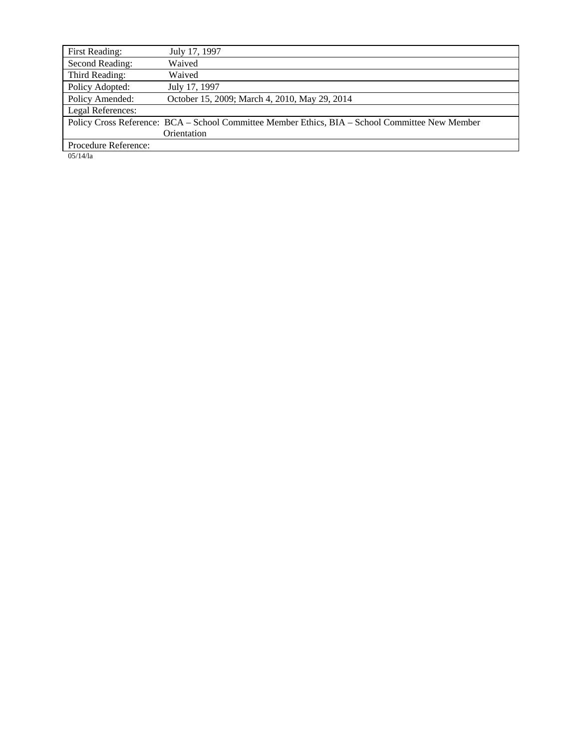| | |
|---|---|
| First Reading: | July 17, 1997 |
| Second Reading: | Waived |
| Third Reading: | Waived |
| Policy Adopted: | July 17, 1997 |
| Policy Amended: | October 15, 2009; March 4, 2010, May 29, 2014 |
| Legal References: | |
| Policy Cross Reference: | BCA – School Committee Member Ethics, BIA – School Committee New Member Orientation |
| Procedure Reference: | |

05/14/la